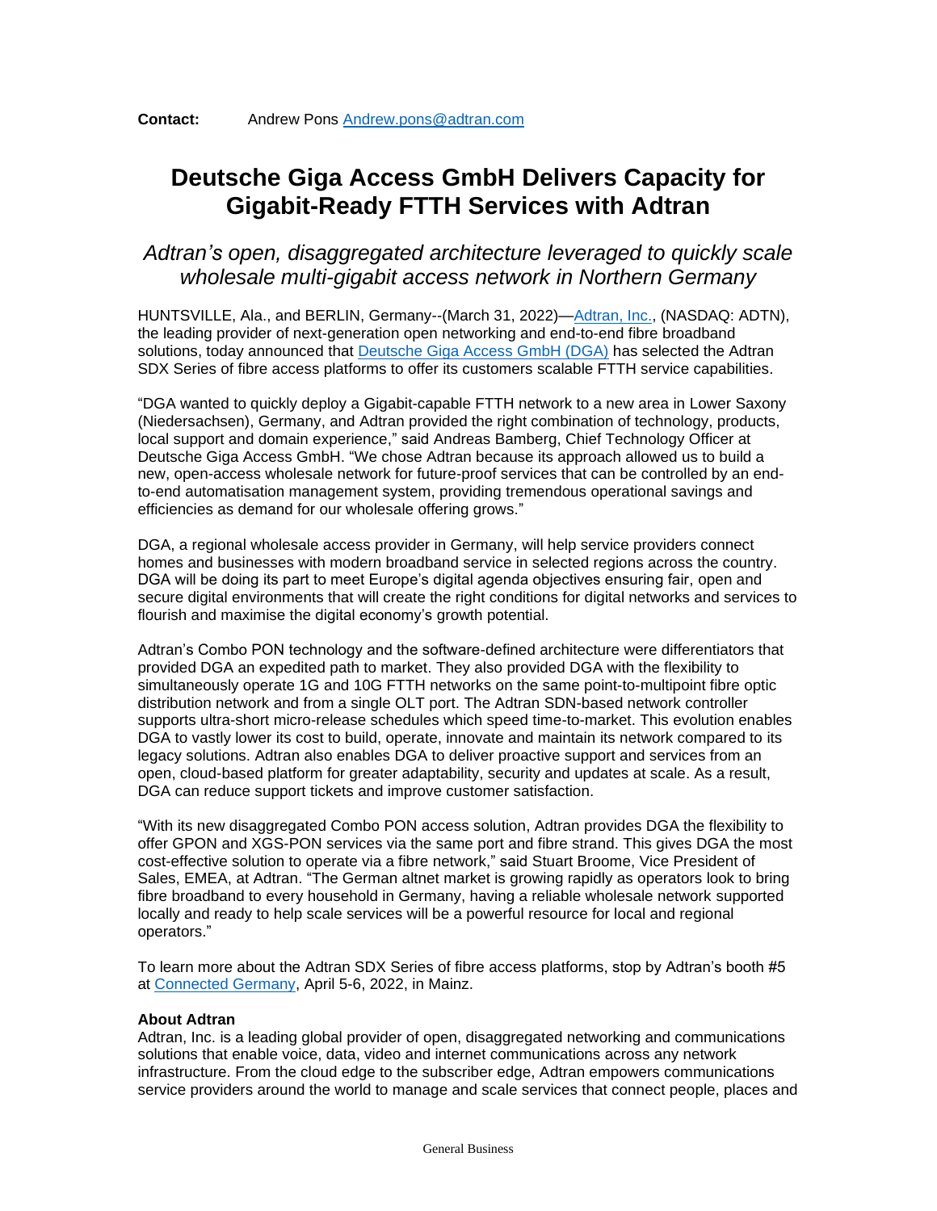**Contact:** Andrew Pons [Andrew.pons@adtran.com](mailto:Andrew.pons@adtran.com)

# Deutsche Giga Access GmbH Delivers Capacity for Gigabit-Ready FTTH Services with Adtran

## *Adtran's open, disaggregated architecture leveraged to quickly scale wholesale multi-gigabit access network in Northern Germany*

HUNTSVILLE, Ala., and BERLIN, Germany--(March 31, 2022)—[Adtran, Inc.](), (NASDAQ: ADTN), the leading provider of next-generation open networking and end-to-end fibre broadband solutions, today announced that [Deutsche Giga Access GmbH (DGA)]() has selected the Adtran SDX Series of fibre access platforms to offer its customers scalable FTTH service capabilities.

"DGA wanted to quickly deploy a Gigabit-capable FTTH network to a new area in Lower Saxony (Niedersachsen), Germany, and Adtran provided the right combination of technology, products, local support and domain experience," said Andreas Bamberg, Chief Technology Officer at Deutsche Giga Access GmbH. "We chose Adtran because its approach allowed us to build a new, open-access wholesale network for future-proof services that can be controlled by an end-to-end automatisation management system, providing tremendous operational savings and efficiencies as demand for our wholesale offering grows."

DGA, a regional wholesale access provider in Germany, will help service providers connect homes and businesses with modern broadband service in selected regions across the country. DGA will be doing its part to meet Europe's digital agenda objectives ensuring fair, open and secure digital environments that will create the right conditions for digital networks and services to flourish and maximise the digital economy's growth potential.

Adtran's Combo PON technology and the software-defined architecture were differentiators that provided DGA an expedited path to market. They also provided DGA with the flexibility to simultaneously operate 1G and 10G FTTH networks on the same point-to-multipoint fibre optic distribution network and from a single OLT port. The Adtran SDN-based network controller supports ultra-short micro-release schedules which speed time-to-market. This evolution enables DGA to vastly lower its cost to build, operate, innovate and maintain its network compared to its legacy solutions. Adtran also enables DGA to deliver proactive support and services from an open, cloud-based platform for greater adaptability, security and updates at scale. As a result, DGA can reduce support tickets and improve customer satisfaction.

"With its new disaggregated Combo PON access solution, Adtran provides DGA the flexibility to offer GPON and XGS-PON services via the same port and fibre strand. This gives DGA the most cost-effective solution to operate via a fibre network," said Stuart Broome, Vice President of Sales, EMEA, at Adtran. "The German altnet market is growing rapidly as operators look to bring fibre broadband to every household in Germany, having a reliable wholesale network supported locally and ready to help scale services will be a powerful resource for local and regional operators."

To learn more about the Adtran SDX Series of fibre access platforms, stop by Adtran's booth #5 at [Connected Germany](), April 5-6, 2022, in Mainz.

**About Adtran**
Adtran, Inc. is a leading global provider of open, disaggregated networking and communications solutions that enable voice, data, video and internet communications across any network infrastructure. From the cloud edge to the subscriber edge, Adtran empowers communications service providers around the world to manage and scale services that connect people, places and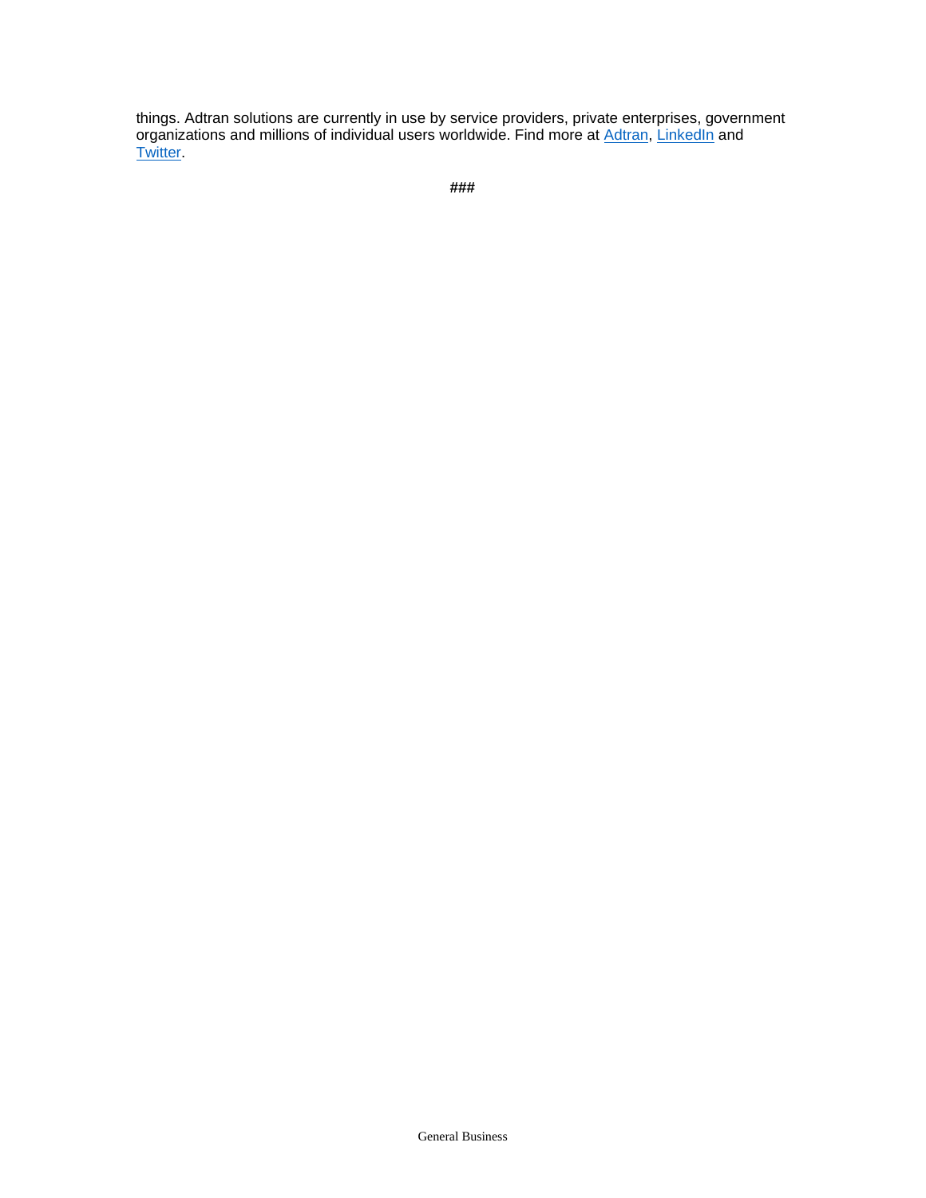things. Adtran solutions are currently in use by service providers, private enterprises, government organizations and millions of individual users worldwide. Find more at Adtran, LinkedIn and Twitter.

###